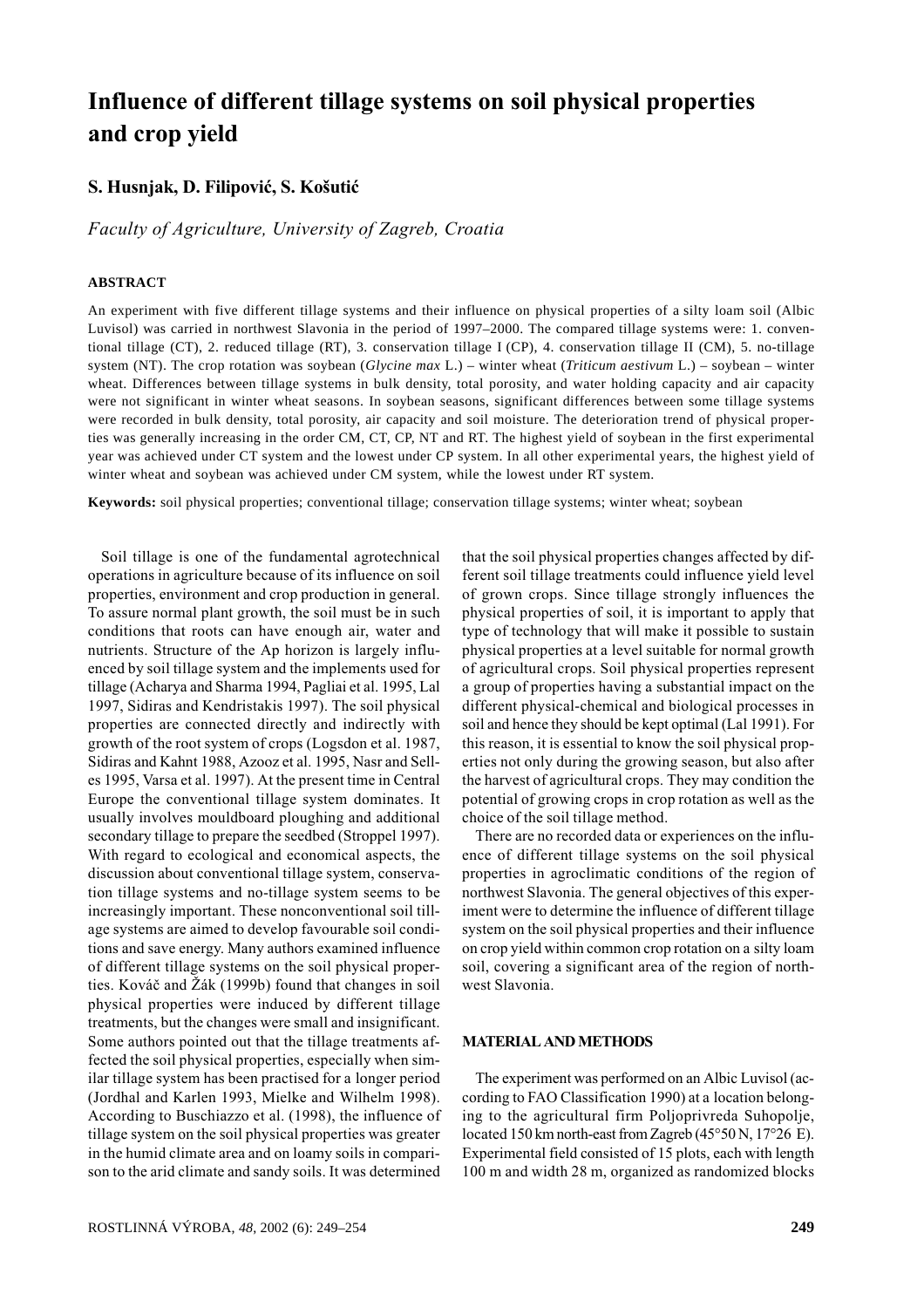# Influence of different tillage systems on soil physical properties and crop yield

**S. Husnjak, D. Filipović, S. Košutić**

*Faculty of Agriculture, University of Zagreb, Croatia*

## ABSTRACT

An experiment with five different tillage systems and their influence on physical properties of a silty loam soil (Albic Luvisol) was carried in northwest Slavonia in the period of 1997–2000. The compared tillage systems were: 1. conventional tillage (CT), 2. reduced tillage (RT), 3. conservation tillage I (CP), 4. conservation tillage II (CM), 5. no-tillage system (NT). The crop rotation was soybean (*Glycine max* L.) – winter wheat (*Triticum aestivum* L.) – soybean – winter wheat. Differences between tillage systems in bulk density, total porosity, and water holding capacity and air capacity were not significant in winter wheat seasons. In soybean seasons, significant differences between some tillage systems were recorded in bulk density, total porosity, air capacity and soil moisture. The deterioration trend of physical properties was generally increasing in the order CM, CT, CP, NT and RT. The highest yield of soybean in the first experimental year was achieved under CT system and the lowest under CP system. In all other experimental years, the highest yield of winter wheat and soybean was achieved under CM system, while the lowest under RT system.

**Keywords:** soil physical properties; conventional tillage; conservation tillage systems; winter wheat; soybean

Soil tillage is one of the fundamental agrotechnical operations in agriculture because of its influence on soil properties, environment and crop production in general. To assure normal plant growth, the soil must be in such conditions that roots can have enough air, water and nutrients. Structure of the Ap horizon is largely influenced by soil tillage system and the implements used for tillage (Acharya and Sharma 1994, Pagliai et al. 1995, Lal 1997, Sidiras and Kendristakis 1997). The soil physical properties are connected directly and indirectly with growth of the root system of crops (Logsdon et al. 1987, Sidiras and Kahnt 1988, Azooz et al. 1995, Nasr and Selles 1995, Varsa et al. 1997). At the present time in Central Europe the conventional tillage system dominates. It usually involves mouldboard ploughing and additional secondary tillage to prepare the seedbed (Stroppel 1997). With regard to ecological and economical aspects, the discussion about conventional tillage system, conservation tillage systems and no-tillage system seems to be increasingly important. These nonconventional soil tillage systems are aimed to develop favourable soil conditions and save energy. Many authors examined influence of different tillage systems on the soil physical properties. Kováč and Žák (1999b) found that changes in soil physical properties were induced by different tillage treatments, but the changes were small and insignificant. Some authors pointed out that the tillage treatments affected the soil physical properties, especially when similar tillage system has been practised for a longer period (Jordhal and Karlen 1993, Mielke and Wilhelm 1998). According to Buschiazzo et al. (1998), the influence of tillage system on the soil physical properties was greater in the humid climate area and on loamy soils in comparison to the arid climate and sandy soils. It was determined that the soil physical properties changes affected by different soil tillage treatments could influence yield level of grown crops. Since tillage strongly influences the physical properties of soil, it is important to apply that type of technology that will make it possible to sustain physical properties at a level suitable for normal growth of agricultural crops. Soil physical properties represent a group of properties having a substantial impact on the different physical-chemical and biological processes in soil and hence they should be kept optimal (Lal 1991). For this reason, it is essential to know the soil physical properties not only during the growing season, but also after the harvest of agricultural crops. They may condition the potential of growing crops in crop rotation as well as the choice of the soil tillage method.

There are no recorded data or experiences on the influence of different tillage systems on the soil physical properties in agroclimatic conditions of the region of northwest Slavonia. The general objectives of this experiment were to determine the influence of different tillage system on the soil physical properties and their influence on crop yield within common crop rotation on a silty loam soil, covering a significant area of the region of northwest Slavonia.

## MATERIAL AND METHODS

The experiment was performed on an Albic Luvisol (according to FAO Classification 1990) at a location belonging to the agricultural firm Poljoprivreda Suhopolje, located 150 km north-east from Zagreb (45°50 N, 17°26 E). Experimental field consisted of 15 plots, each with length 100 m and width 28 m, organized as randomized blocks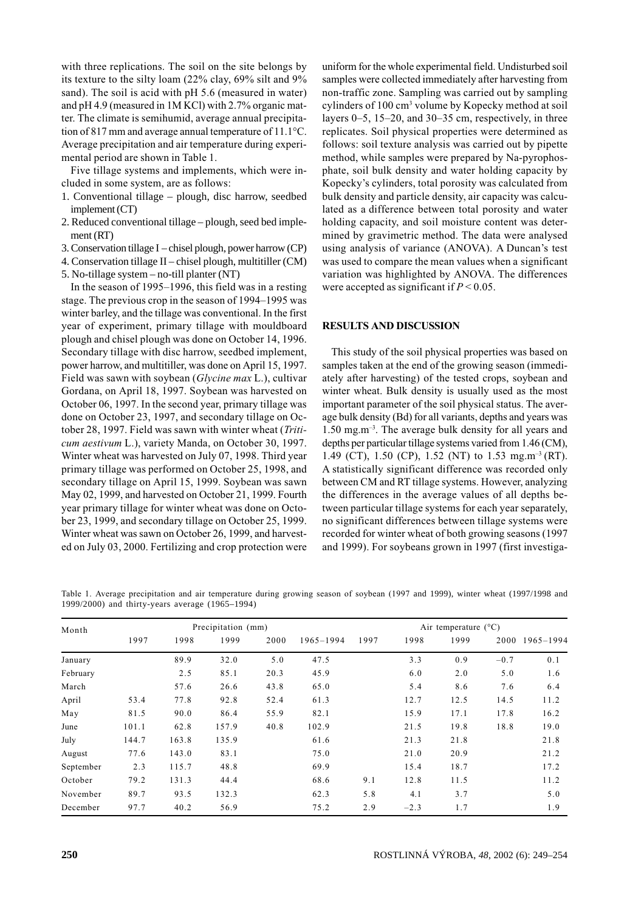with three replications. The soil on the site belongs by its texture to the silty loam (22% clay, 69% silt and 9% sand). The soil is acid with pH 5.6 (measured in water) and pH 4.9 (measured in 1M KCl) with 2.7% organic matter. The climate is semihumid, average annual precipitation of 817 mm and average annual temperature of 11.1°C. Average precipitation and air temperature during experimental period are shown in Table 1.

Five tillage systems and implements, which were included in some system, are as follows:

1. Conventional tillage – plough, disc harrow, seedbed implement (CT)
2. Reduced conventional tillage – plough, seed bed implement (RT)
3. Conservation tillage I – chisel plough, power harrow (CP)
4. Conservation tillage II – chisel plough, multitiller (CM)
5. No-tillage system – no-till planter (NT)

In the season of 1995–1996, this field was in a resting stage. The previous crop in the season of 1994–1995 was winter barley, and the tillage was conventional. In the first year of experiment, primary tillage with mouldboard plough and chisel plough was done on October 14, 1996. Secondary tillage with disc harrow, seedbed implement, power harrow, and multitiller, was done on April 15, 1997. Field was sawn with soybean (*Glycine max* L.), cultivar Gordana, on April 18, 1997. Soybean was harvested on October 06, 1997. In the second year, primary tillage was done on October 23, 1997, and secondary tillage on October 28, 1997. Field was sawn with winter wheat (*Triticum aestivum* L.), variety Manda, on October 30, 1997. Winter wheat was harvested on July 07, 1998. Third year primary tillage was performed on October 25, 1998, and secondary tillage on April 15, 1999. Soybean was sawn May 02, 1999, and harvested on October 21, 1999. Fourth year primary tillage for winter wheat was done on October 23, 1999, and secondary tillage on October 25, 1999. Winter wheat was sawn on October 26, 1999, and harvested on July 03, 2000. Fertilizing and crop protection were uniform for the whole experimental field. Undisturbed soil samples were collected immediately after harvesting from non-traffic zone. Sampling was carried out by sampling cylinders of 100 $cm^3$ volume by Kopecky method at soil layers 0–5, 15–20, and 30–35 cm, respectively, in three replicates. Soil physical properties were determined as follows: soil texture analysis was carried out by pipette method, while samples were prepared by Na-pyrophosphate, soil bulk density and water holding capacity by Kopecky's cylinders, total porosity was calculated from bulk density and particle density, air capacity was calculated as a difference between total porosity and water holding capacity, and soil moisture content was determined by gravimetric method. The data were analysed using analysis of variance (ANOVA). A Duncan's test was used to compare the mean values when a significant variation was highlighted by ANOVA. The differences were accepted as significant if $P < 0.05$.

## RESULTS AND DISCUSSION

This study of the soil physical properties was based on samples taken at the end of the growing season (immediately after harvesting) of the tested crops, soybean and winter wheat. Bulk density is usually used as the most important parameter of the soil physical status. The average bulk density (Bd) for all variants, depths and years was 1.50 $mg.m^{-3}$. The average bulk density for all years and depths per particular tillage systems varied from 1.46 (CM), 1.49 (CT), 1.50 (CP), 1.52 (NT) to 1.53 $mg.m^{-3}$ (RT). A statistically significant difference was recorded only between CM and RT tillage systems. However, analyzing the differences in the average values of all depths between particular tillage systems for each year separately, no significant differences between tillage systems were recorded for winter wheat of both growing seasons (1997 and 1999). For soybeans grown in 1997 (first investiga-

Table 1. Average precipitation and air temperature during growing season of soybean (1997 and 1999), winter wheat (1997/1998 and 1999/2000) and thirty-years average (1965–1994)

| Month | Precipitation (mm) | | | | | Air temperature (°C) | | | | |
|---|---|---|---|---|---|---|---|---|---|---|
| | 1997 | 1998 | 1999 | 2000 | 1965–1994 | 1997 | 1998 | 1999 | 2000 | 1965–1994 |
| January | | 89.9 | 32.0 | 5.0 | 47.5 | | 3.3 | 0.9 | −0.7 | 0.1 |
| February | | 2.5 | 85.1 | 20.3 | 45.9 | | 6.0 | 2.0 | 5.0 | 1.6 |
| March | | 57.6 | 26.6 | 43.8 | 65.0 | | 5.4 | 8.6 | 7.6 | 6.4 |
| April | 53.4 | 77.8 | 92.8 | 52.4 | 61.3 | | 12.7 | 12.5 | 14.5 | 11.2 |
| May | 81.5 | 90.0 | 86.4 | 55.9 | 82.1 | | 15.9 | 17.1 | 17.8 | 16.2 |
| June | 101.1 | 62.8 | 157.9 | 40.8 | 102.9 | | 21.5 | 19.8 | 18.8 | 19.0 |
| July | 144.7 | 163.8 | 135.9 | | 61.6 | | 21.3 | 21.8 | | 21.8 |
| August | 77.6 | 143.0 | 83.1 | | 75.0 | | 21.0 | 20.9 | | 21.2 |
| September | 2.3 | 115.7 | 48.8 | | 69.9 | | 15.4 | 18.7 | | 17.2 |
| October | 79.2 | 131.3 | 44.4 | | 68.6 | 9.1 | 12.8 | 11.5 | | 11.2 |
| November | 89.7 | 93.5 | 132.3 | | 62.3 | 5.8 | 4.1 | 3.7 | | 5.0 |
| December | 97.7 | 40.2 | 56.9 | | 75.2 | 2.9 | −2.3 | 1.7 | | 1.9 |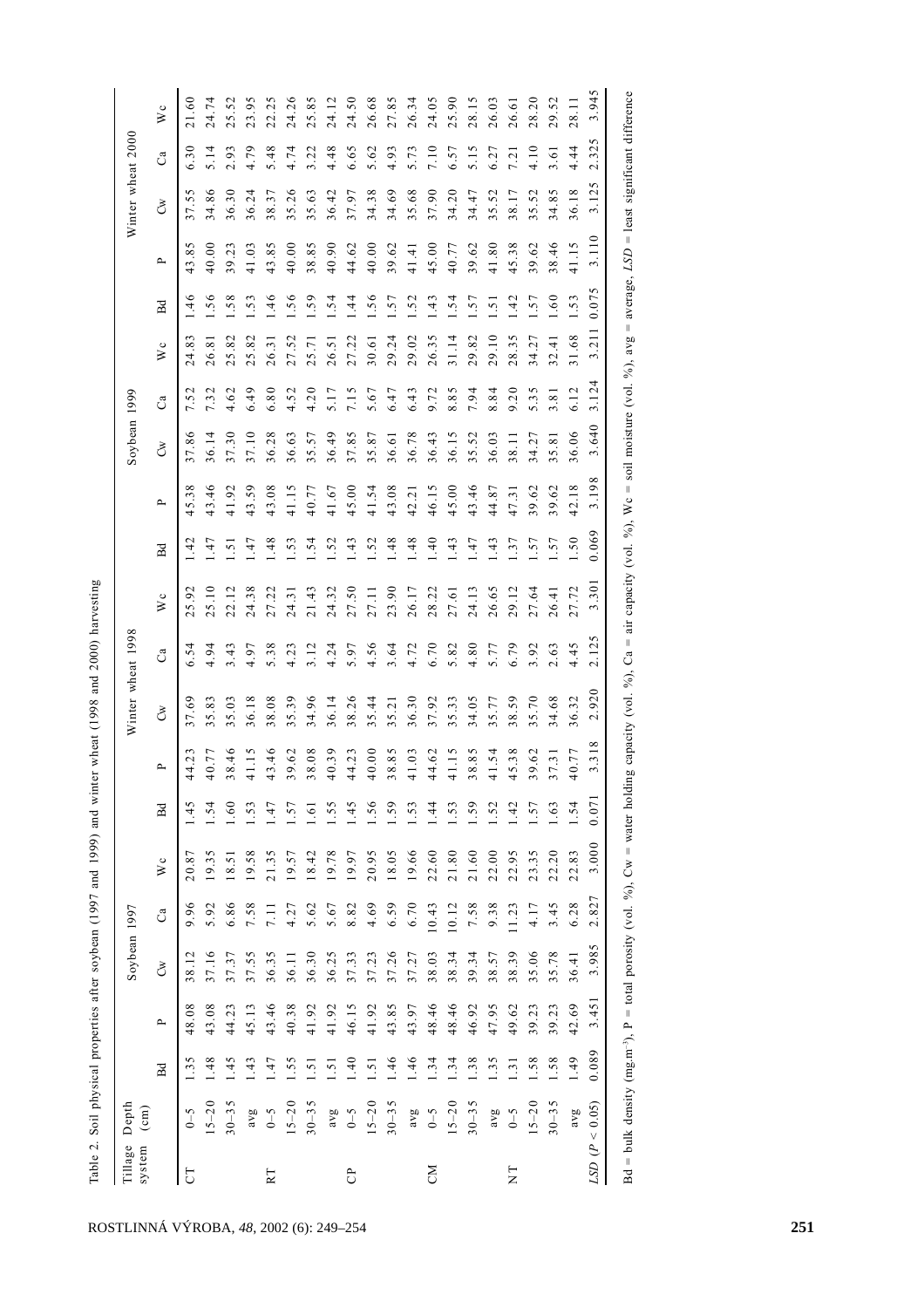Table 2. Soil physical properties after soybean (1997 and 1999) and winter wheat (1998 and 2000) harvesting

| Tillage system | Depth (cm) | Soybean 1997 | | | | | Winter wheat 1998 | | | | | Soybean 1999 | | | | | Winter wheat 2000 | | | | |
|---|---|---|---|---|---|---|---|---|---|---|---|---|---|---|---|---|---|---|---|---|---|
| | | Bd | P | Cw | Ca | Wc | Bd | P | Cw | Ca | Wc | Bd | P | Cw | Ca | Wc | Bd | P | Cw | Ca | Wc |
| CT | 0–5 | 1.35 | 48.08 | 38.12 | 9.96 | 20.87 | 1.45 | 44.23 | 37.69 | 6.54 | 25.92 | 1.42 | 45.38 | 37.86 | 7.52 | 24.83 | 1.46 | 43.85 | 37.55 | 6.30 | 21.60 |
| | 15–20 | 1.48 | 43.08 | 37.16 | 5.92 | 19.35 | 1.54 | 40.77 | 35.83 | 4.94 | 25.10 | 1.47 | 43.46 | 36.14 | 7.32 | 26.81 | 1.56 | 40.00 | 34.86 | 5.14 | 24.74 |
| | 30–35 | 1.45 | 44.23 | 37.37 | 6.86 | 18.51 | 1.60 | 38.46 | 35.03 | 3.43 | 22.12 | 1.51 | 41.92 | 37.30 | 4.62 | 25.82 | 1.58 | 39.23 | 36.30 | 2.93 | 25.52 |
| | avg | 1.43 | 45.13 | 37.55 | 7.58 | 19.58 | 1.53 | 41.15 | 36.18 | 4.97 | 24.38 | 1.47 | 43.59 | 37.10 | 6.49 | 25.82 | 1.53 | 41.03 | 36.24 | 4.79 | 23.95 |
| RT | 0–5 | 1.47 | 43.46 | 36.35 | 7.11 | 21.35 | 1.47 | 43.46 | 38.08 | 5.38 | 27.22 | 1.48 | 43.08 | 36.28 | 6.80 | 26.31 | 1.46 | 43.85 | 38.37 | 5.48 | 22.25 |
| | 15–20 | 1.55 | 40.38 | 36.11 | 4.27 | 19.57 | 1.57 | 39.62 | 35.39 | 4.23 | 24.31 | 1.53 | 41.15 | 36.63 | 4.52 | 27.52 | 1.56 | 40.00 | 35.26 | 4.74 | 24.26 |
| | 30–35 | 1.51 | 41.92 | 36.30 | 5.62 | 18.42 | 1.61 | 38.08 | 34.96 | 3.12 | 21.43 | 1.54 | 40.77 | 35.57 | 4.20 | 25.71 | 1.59 | 38.85 | 35.63 | 3.22 | 25.85 |
| | avg | 1.51 | 41.92 | 36.25 | 5.67 | 19.78 | 1.55 | 40.39 | 36.14 | 4.24 | 24.32 | 1.52 | 41.67 | 36.49 | 5.17 | 26.51 | 1.54 | 40.90 | 36.42 | 4.48 | 24.12 |
| CP | 0–5 | 1.40 | 46.15 | 37.33 | 8.82 | 19.97 | 1.45 | 44.23 | 38.26 | 5.97 | 27.50 | 1.43 | 45.00 | 37.85 | 7.15 | 27.22 | 1.44 | 44.62 | 37.97 | 6.65 | 24.50 |
| | 15–20 | 1.51 | 41.92 | 37.23 | 4.69 | 20.95 | 1.56 | 40.00 | 35.44 | 4.56 | 27.11 | 1.52 | 41.54 | 35.87 | 5.67 | 30.61 | 1.56 | 40.00 | 34.38 | 5.62 | 26.68 |
| | 30–35 | 1.46 | 43.85 | 37.26 | 6.59 | 18.05 | 1.59 | 38.85 | 35.21 | 3.64 | 23.90 | 1.48 | 43.08 | 36.61 | 6.47 | 29.24 | 1.57 | 39.62 | 34.69 | 4.93 | 27.85 |
| | avg | 1.46 | 43.97 | 37.27 | 6.70 | 19.66 | 1.53 | 41.03 | 36.30 | 4.72 | 26.17 | 1.48 | 42.21 | 36.78 | 6.43 | 29.02 | 1.52 | 41.41 | 35.68 | 5.73 | 26.34 |
| CM | 0–5 | 1.34 | 48.46 | 38.03 | 10.43 | 22.60 | 1.44 | 44.62 | 37.92 | 6.70 | 28.22 | 1.40 | 46.15 | 36.43 | 9.72 | 26.35 | 1.43 | 45.00 | 37.90 | 7.10 | 24.05 |
| | 15–20 | 1.34 | 48.46 | 38.34 | 10.12 | 21.80 | 1.53 | 41.15 | 35.33 | 5.82 | 27.61 | 1.43 | 45.00 | 36.15 | 8.85 | 31.14 | 1.54 | 40.77 | 34.20 | 6.57 | 25.90 |
| | 30–35 | 1.38 | 46.92 | 39.34 | 7.58 | 21.60 | 1.59 | 38.85 | 34.05 | 4.80 | 24.13 | 1.47 | 43.46 | 35.52 | 7.94 | 29.82 | 1.57 | 39.62 | 34.47 | 5.15 | 28.15 |
| | avg | 1.35 | 47.95 | 38.57 | 9.38 | 22.00 | 1.52 | 41.54 | 35.77 | 5.77 | 26.65 | 1.43 | 44.87 | 36.03 | 8.84 | 29.10 | 1.51 | 41.80 | 35.52 | 6.27 | 26.03 |
| NT | 0–5 | 1.31 | 49.62 | 38.39 | 11.23 | 22.95 | 1.42 | 45.38 | 38.59 | 6.79 | 29.12 | 1.37 | 47.31 | 38.11 | 9.20 | 28.35 | 1.42 | 45.38 | 38.17 | 7.21 | 26.61 |
| | 15–20 | 1.58 | 39.23 | 35.06 | 4.17 | 23.35 | 1.57 | 39.62 | 35.70 | 3.92 | 27.64 | 1.57 | 39.62 | 34.27 | 5.35 | 34.27 | 1.57 | 39.62 | 35.52 | 4.10 | 28.20 |
| | 30–35 | 1.58 | 39.23 | 35.78 | 3.45 | 22.20 | 1.63 | 37.31 | 34.68 | 2.63 | 26.41 | 1.57 | 39.62 | 35.81 | 3.81 | 32.41 | 1.60 | 38.46 | 34.85 | 3.61 | 29.52 |
| | avg | 1.49 | 42.69 | 36.41 | 6.28 | 22.83 | 1.54 | 40.77 | 36.32 | 4.45 | 27.72 | 1.50 | 42.18 | 36.06 | 6.12 | 31.68 | 1.53 | 41.15 | 36.18 | 4.44 | 28.11 |
| *LSD* ($P < 0.05$) | | 0.089 | 3.451 | 3.985 | 2.827 | 3.000 | 0.071 | 3.318 | 2.920 | 2.125 | 3.301 | 0.069 | 3.198 | 3.640 | 3.124 | 3.211 | 0.075 | 3.110 | 3.125 | 2.325 | 3.945 |

Bd = bulk density (mg.m$^{-3}$), P = total porosity (vol. %), Cw = water holding capacity (vol. %), Ca = air capacity (vol. %), Wc = soil moisture (vol. %), avg = average, *LSD* = least significant difference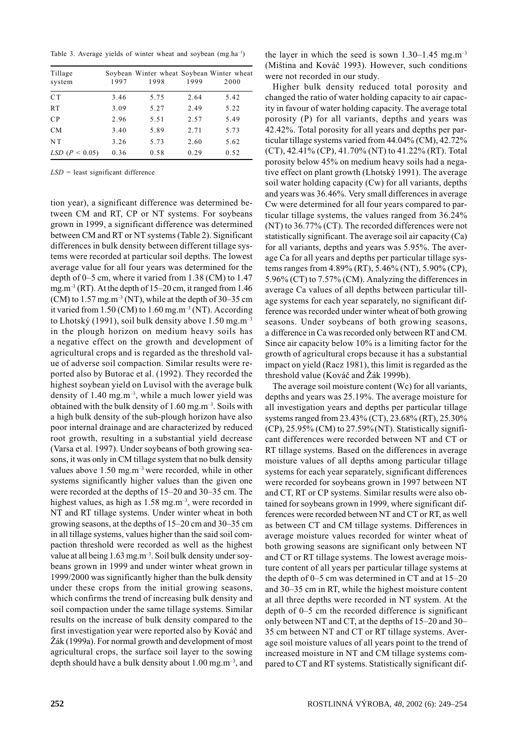Table 3. Average yields of winter wheat and soybean (mg.ha$^{-1}$)

| Tillage system | Soybean 1997 | Winter wheat 1998 | Soybean 1999 | Winter wheat 2000 |
|---|---|---|---|---|
| CT | 3.46 | 5.75 | 2.64 | 5.42 |
| RT | 3.09 | 5.27 | 2.49 | 5.22 |
| CP | 2.96 | 5.51 | 2.57 | 5.49 |
| CM | 3.40 | 5.89 | 2.71 | 5.73 |
| NT | 3.26 | 5.73 | 2.60 | 5.62 |
| *LSD* ($P$ < 0.05) | 0.36 | 0.58 | 0.29 | 0.52 |

*LSD* = least significant difference

tion year), a significant difference was determined between CM and RT, CP or NT systems. For soybeans grown in 1999, a significant difference was determined between CM and RT or NT systems (Table 2). Significant differences in bulk density between different tillage systems were recorded at particular soil depths. The lowest average value for all four years was determined for the depth of 0–5 cm, where it varied from 1.38 (CM) to 1.47 mg.m$^{-3}$ (RT). At the depth of 15–20 cm, it ranged from 1.46 (CM) to 1.57 mg.m$^{-3}$ (NT), while at the depth of 30–35 cm it varied from 1.50 (CM) to 1.60 mg.m$^{-3}$ (NT). According to Lhotský (1991), soil bulk density above 1.50 mg.m$^{-3}$ in the plough horizon on medium heavy soils has a negative effect on the growth and development of agricultural crops and is regarded as the threshold value of adverse soil compaction. Similar results were reported also by Butorac et al. (1992). They recorded the highest soybean yield on Luvisol with the average bulk density of 1.40 mg.m$^{-3}$, while a much lower yield was obtained with the bulk density of 1.60 mg.m$^{-3}$. Soils with a high bulk density of the sub-plough horizon have also poor internal drainage and are characterized by reduced root growth, resulting in a substantial yield decrease (Varsa et al. 1997). Under soybeans of both growing seasons, it was only in CM tillage system that no bulk density values above 1.50 mg.m$^{-3}$ were recorded, while in other systems significantly higher values than the given one were recorded at the depths of 15–20 and 30–35 cm. The highest values, as high as 1.58 mg.m$^{-3}$, were recorded in NT and RT tillage systems. Under winter wheat in both growing seasons, at the depths of 15–20 cm and 30–35 cm in all tillage systems, values higher than the said soil compaction threshold were recorded as well as the highest value at all being 1.63 mg.m$^{-3}$. Soil bulk density under soybeans grown in 1999 and under winter wheat grown in 1999/2000 was significantly higher than the bulk density under these crops from the initial growing seasons, which confirms the trend of increasing bulk density and soil compaction under the same tillage systems. Similar results on the increase of bulk density compared to the first investigation year were reported also by Kováč and Žák (1999a). For normal growth and development of most agricultural crops, the surface soil layer to the sowing depth should have a bulk density about 1.00 mg.m$^{-3}$, and the layer in which the seed is sown 1.30–1.45 mg.m$^{-3}$ (Miština and Kováč 1993). However, such conditions were not recorded in our study.

Higher bulk density reduced total porosity and changed the ratio of water holding capacity to air capacity in favour of water holding capacity. The average total porosity (P) for all variants, depths and years was 42.42%. Total porosity for all years and depths per particular tillage systems varied from 44.04% (CM), 42.72% (CT), 42.41% (CP), 41.70% (NT) to 41.22% (RT). Total porosity below 45% on medium heavy soils had a negative effect on plant growth (Lhotský 1991). The average soil water holding capacity (Cw) for all variants, depths and years was 36.46%. Very small differences in average Cw were determined for all four years compared to particular tillage systems, the values ranged from 36.24% (NT) to 36.77% (CT). The recorded differences were not statistically significant. The average soil air capacity (Ca) for all variants, depths and years was 5.95%. The average Ca for all years and depths per particular tillage systems ranges from 4.89% (RT), 5.46% (NT), 5.90% (CP), 5.96% (CT) to 7.57% (CM). Analyzing the differences in average Ca values of all depths between particular tillage systems for each year separately, no significant difference was recorded under winter wheat of both growing seasons. Under soybeans of both growing seasons, a difference in Ca was recorded only between RT and CM. Since air capacity below 10% is a limiting factor for the growth of agricultural crops because it has a substantial impact on yield (Racz 1981), this limit is regarded as the threshold value (Kováč and Žák 1999b).

The average soil moisture content (Wc) for all variants, depths and years was 25.19%. The average moisture for all investigation years and depths per particular tillage systems ranged from 23.43% (CT), 23.68% (RT), 25.30% (CP), 25.95% (CM) to 27.59% (NT). Statistically significant differences were recorded between NT and CT or RT tillage systems. Based on the differences in average moisture values of all depths among particular tillage systems for each year separately, significant differences were recorded for soybeans grown in 1997 between NT and CT, RT or CP systems. Similar results were also obtained for soybeans grown in 1999, where significant differences were recorded between NT and CT or RT, as well as between CT and CM tillage systems. Differences in average moisture values recorded for winter wheat of both growing seasons are significant only between NT and CT or RT tillage systems. The lowest average moisture content of all years per particular tillage systems at the depth of 0–5 cm was determined in CT and at 15–20 and 30–35 cm in RT, while the highest moisture content at all three depths were recorded in NT system. At the depth of 0–5 cm the recorded difference is significant only between NT and CT, at the depths of 15–20 and 30–35 cm between NT and CT or RT tillage systems. Average soil moisture values of all years point to the trend of increased moisture in NT and CM tillage systems compared to CT and RT systems. Statistically significant dif-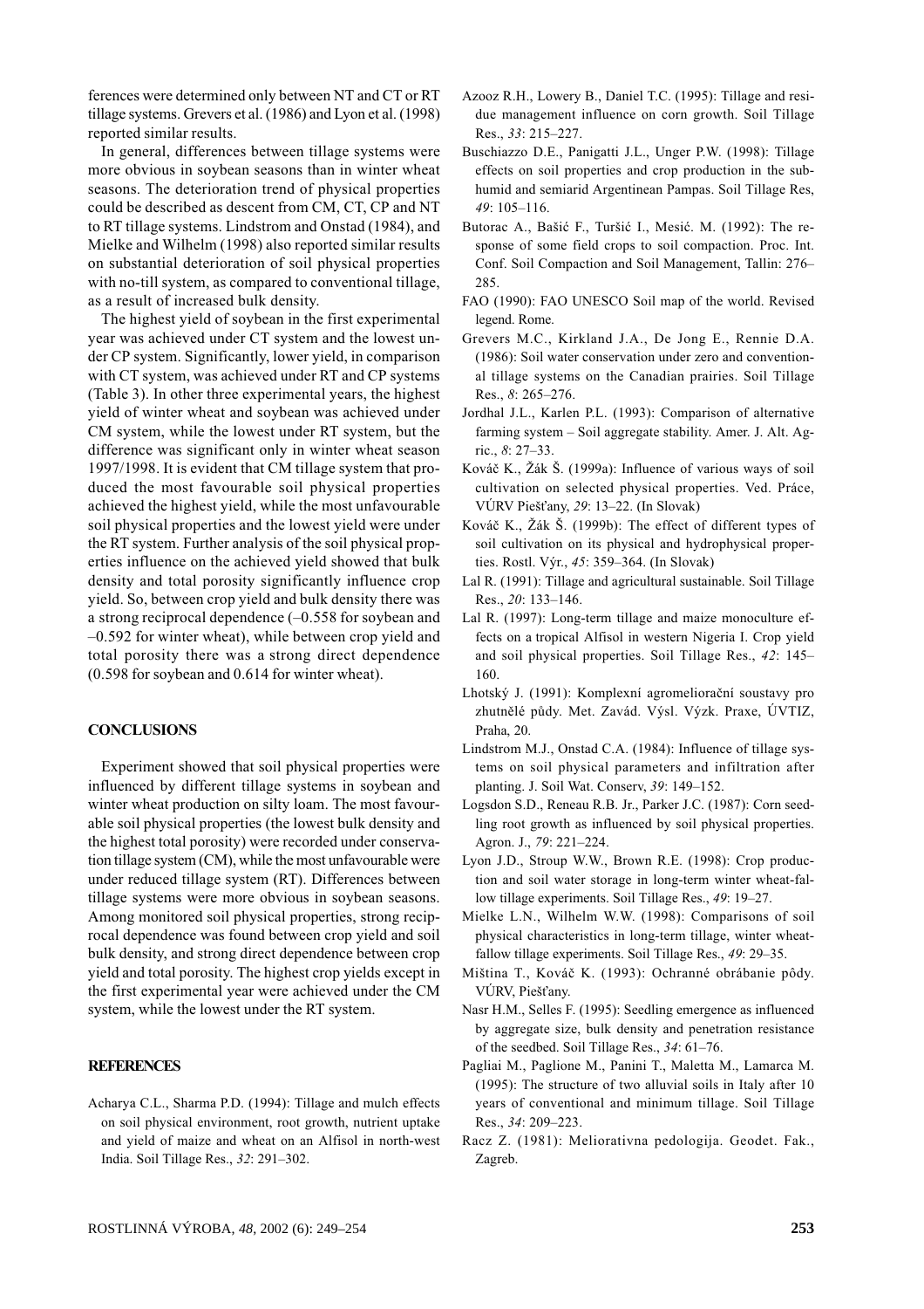ferences were determined only between NT and CT or RT tillage systems. Grevers et al. (1986) and Lyon et al. (1998) reported similar results.

In general, differences between tillage systems were more obvious in soybean seasons than in winter wheat seasons. The deterioration trend of physical properties could be described as descent from CM, CT, CP and NT to RT tillage systems. Lindstrom and Onstad (1984), and Mielke and Wilhelm (1998) also reported similar results on substantial deterioration of soil physical properties with no-till system, as compared to conventional tillage, as a result of increased bulk density.

The highest yield of soybean in the first experimental year was achieved under CT system and the lowest under CP system. Significantly, lower yield, in comparison with CT system, was achieved under RT and CP systems (Table 3). In other three experimental years, the highest yield of winter wheat and soybean was achieved under CM system, while the lowest under RT system, but the difference was significant only in winter wheat season 1997/1998. It is evident that CM tillage system that produced the most favourable soil physical properties achieved the highest yield, while the most unfavourable soil physical properties and the lowest yield were under the RT system. Further analysis of the soil physical properties influence on the achieved yield showed that bulk density and total porosity significantly influence crop yield. So, between crop yield and bulk density there was a strong reciprocal dependence (–0.558 for soybean and –0.592 for winter wheat), while between crop yield and total porosity there was a strong direct dependence (0.598 for soybean and 0.614 for winter wheat).

## CONCLUSIONS

Experiment showed that soil physical properties were influenced by different tillage systems in soybean and winter wheat production on silty loam. The most favourable soil physical properties (the lowest bulk density and the highest total porosity) were recorded under conservation tillage system (CM), while the most unfavourable were under reduced tillage system (RT). Differences between tillage systems were more obvious in soybean seasons. Among monitored soil physical properties, strong reciprocal dependence was found between crop yield and soil bulk density, and strong direct dependence between crop yield and total porosity. The highest crop yields except in the first experimental year were achieved under the CM system, while the lowest under the RT system.

## REFERENCES

Acharya C.L., Sharma P.D. (1994): Tillage and mulch effects on soil physical environment, root growth, nutrient uptake and yield of maize and wheat on an Alfisol in north-west India. Soil Tillage Res., *32*: 291–302.

Azooz R.H., Lowery B., Daniel T.C. (1995): Tillage and residue management influence on corn growth. Soil Tillage Res., *33*: 215–227.

Buschiazzo D.E., Panigatti J.L., Unger P.W. (1998): Tillage effects on soil properties and crop production in the subhumid and semiarid Argentinean Pampas. Soil Tillage Res, *49*: 105–116.

Butorac A., Bašić F., Turšić I., Mesić. M. (1992): The response of some field crops to soil compaction. Proc. Int. Conf. Soil Compaction and Soil Management, Tallin: 276–285.

FAO (1990): FAO UNESCO Soil map of the world. Revised legend. Rome.

Grevers M.C., Kirkland J.A., De Jong E., Rennie D.A. (1986): Soil water conservation under zero and conventional tillage systems on the Canadian prairies. Soil Tillage Res., *8*: 265–276.

Jordhal J.L., Karlen P.L. (1993): Comparison of alternative farming system – Soil aggregate stability. Amer. J. Alt. Agric., *8*: 27–33.

Kováč K., Žák Š. (1999a): Influence of various ways of soil cultivation on selected physical properties. Ved. Práce, VÚRV Piešťany, *29*: 13–22. (In Slovak)

Kováč K., Žák Š. (1999b): The effect of different types of soil cultivation on its physical and hydrophysical properties. Rostl. Výr., *45*: 359–364. (In Slovak)

Lal R. (1991): Tillage and agricultural sustainable. Soil Tillage Res., *20*: 133–146.

Lal R. (1997): Long-term tillage and maize monoculture effects on a tropical Alfisol in western Nigeria I. Crop yield and soil physical properties. Soil Tillage Res., *42*: 145–160.

Lhotský J. (1991): Komplexní agromeliorační soustavy pro zhutnělé půdy. Met. Zavád. Výsl. Výzk. Praxe, ÚVTIZ, Praha, 20.

Lindstrom M.J., Onstad C.A. (1984): Influence of tillage systems on soil physical parameters and infiltration after planting. J. Soil Wat. Conserv, *39*: 149–152.

Logsdon S.D., Reneau R.B. Jr., Parker J.C. (1987): Corn seedling root growth as influenced by soil physical properties. Agron. J., *79*: 221–224.

Lyon J.D., Stroup W.W., Brown R.E. (1998): Crop production and soil water storage in long-term winter wheat-fallow tillage experiments. Soil Tillage Res., *49*: 19–27.

Mielke L.N., Wilhelm W.W. (1998): Comparisons of soil physical characteristics in long-term tillage, winter wheat-fallow tillage experiments. Soil Tillage Res., *49*: 29–35.

Miština T., Kováč K. (1993): Ochranné obrábanie pôdy. VÚRV, Piešťany.

Nasr H.M., Selles F. (1995): Seedling emergence as influenced by aggregate size, bulk density and penetration resistance of the seedbed. Soil Tillage Res., *34*: 61–76.

Pagliai M., Paglione M., Panini T., Maletta M., Lamarca M. (1995): The structure of two alluvial soils in Italy after 10 years of conventional and minimum tillage. Soil Tillage Res., *34*: 209–223.

Racz Z. (1981): Meliorativna pedologija. Geodet. Fak., Zagreb.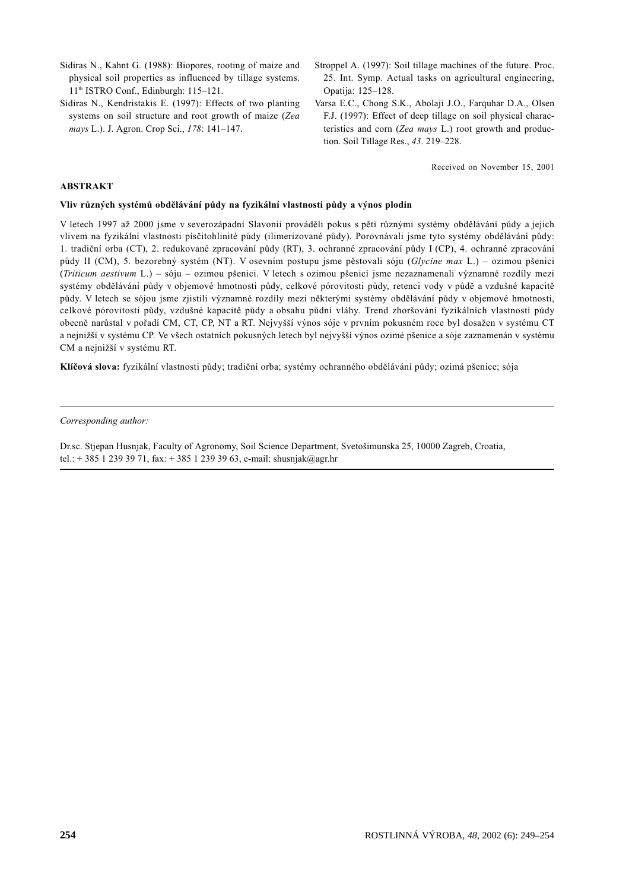Sidiras N., Kahnt G. (1988): Biopores, rooting of maize and physical soil properties as influenced by tillage systems. 11th ISTRO Conf., Edinburgh: 115–121.

Sidiras N., Kendristakis E. (1997): Effects of two planting systems on soil structure and root growth of maize (*Zea mays* L.). J. Agron. Crop Sci., *178*: 141–147.

Stroppel A. (1997): Soil tillage machines of the future. Proc. 25. Int. Symp. Actual tasks on agricultural engineering, Opatija: 125–128.

Varsa E.C., Chong S.K., Abolaji J.O., Farquhar D.A., Olsen F.J. (1997): Effect of deep tillage on soil physical characteristics and corn (*Zea mays* L.) root growth and production. Soil Tillage Res., *43*. 219–228.

Received on November 15, 2001

## ABSTRAKT

### Vliv různých systémů obdělávání půdy na fyzikální vlastnosti půdy a výnos plodin

V letech 1997 až 2000 jsme v severozápadní Slavonii prováděli pokus s pěti různými systémy obdělávání půdy a jejich vlivem na fyzikální vlastnosti písčitohlinité půdy (ilimerizované půdy). Porovnávali jsme tyto systémy obdělávání půdy: 1. tradiční orba (CT), 2. redukované zpracování půdy (RT), 3. ochranné zpracování půdy I (CP), 4. ochranné zpracování půdy II (CM), 5. bezorebný systém (NT). V osevním postupu jsme pěstovali sóju (*Glycine max* L.) – ozimou pšenici (*Triticum aestivum* L.) – sóju – ozimou pšenici. V letech s ozimou pšenicí jsme nezaznamenali významné rozdíly mezi systémy obdělávání půdy v objemové hmotnosti půdy, celkové pórovitosti půdy, retenci vody v půdě a vzdušné kapacitě půdy. V letech se sójou jsme zjistili významné rozdíly mezi některými systémy obdělávání půdy v objemové hmotnosti, celkové pórovitosti půdy, vzdušné kapacitě půdy a obsahu půdní vláhy. Trend zhoršování fyzikálních vlastností půdy obecně narůstal v pořadí CM, CT, CP, NT a RT. Nejvyšší výnos sóje v prvním pokusném roce byl dosažen v systému CT a nejnižší v systému CP. Ve všech ostatních pokusných letech byl nejvyšší výnos ozimé pšenice a sóje zaznamenán v systému CM a nejnižší v systému RT.

**Klíčová slova:** fyzikální vlastnosti půdy; tradiční orba; systémy ochranného obdělávání půdy; ozimá pšenice; sója

---

*Corresponding author:*

Dr.sc. Stjepan Husnjak, Faculty of Agronomy, Soil Science Department, Svetošimunska 25, 10000 Zagreb, Croatia, tel.: + 385 1 239 39 71, fax: + 385 1 239 39 63, e-mail: shusnjak@agr.hr